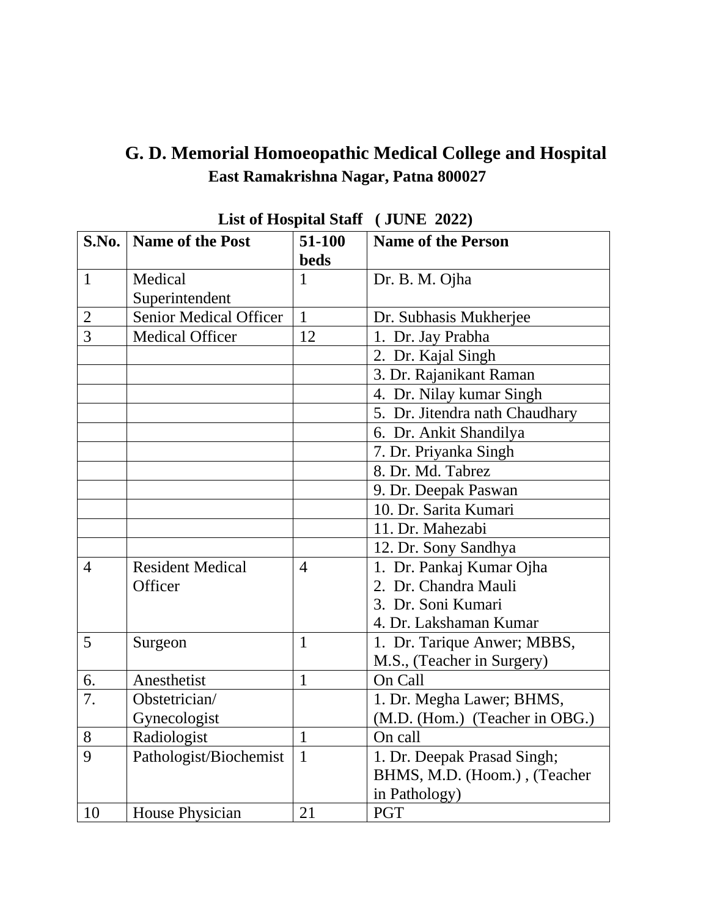# G. D. Memorial Homoeopathic Medical College and Hospital

## East Ramakrishna Nagar, Patna 800027

**List of Hospital Staff ( JUNE 2022)**

| S.No. | Name of the Post | 51-100 beds | Name of the Person |
|---|---|---|---|
| 1 | Medical Superintendent | 1 | Dr. B. M. Ojha |
| 2 | Senior Medical Officer | 1 | Dr. Subhasis Mukherjee |
| 3 | Medical Officer | 12 | 1. Dr. Jay Prabha |
| | | | 2. Dr. Kajal Singh |
| | | | 3. Dr. Rajanikant Raman |
| | | | 4. Dr. Nilay kumar Singh |
| | | | 5. Dr. Jitendra nath Chaudhary |
| | | | 6. Dr. Ankit Shandilya |
| | | | 7. Dr. Priyanka Singh |
| | | | 8. Dr. Md. Tabrez |
| | | | 9. Dr. Deepak Paswan |
| | | | 10. Dr. Sarita Kumari |
| | | | 11. Dr. Mahezabi |
| | | | 12. Dr. Sony Sandhya |
| 4 | Resident Medical Officer | 4 | 1. Dr. Pankaj Kumar Ojha<br>2. Dr. Chandra Mauli<br>3. Dr. Soni Kumari<br>4. Dr. Lakshaman Kumar |
| 5 | Surgeon | 1 | 1. Dr. Tarique Anwer; MBBS, M.S., (Teacher in Surgery) |
| 6. | Anesthetist | 1 | On Call |
| 7. | Obstetrician/ Gynecologist | | 1. Dr. Megha Lawer; BHMS, (M.D. (Hom.) (Teacher in OBG.) |
| 8 | Radiologist | 1 | On call |
| 9 | Pathologist/Biochemist | 1 | 1. Dr. Deepak Prasad Singh; BHMS, M.D. (Hoom.) , (Teacher in Pathology) |
| 10 | House Physician | 21 | PGT |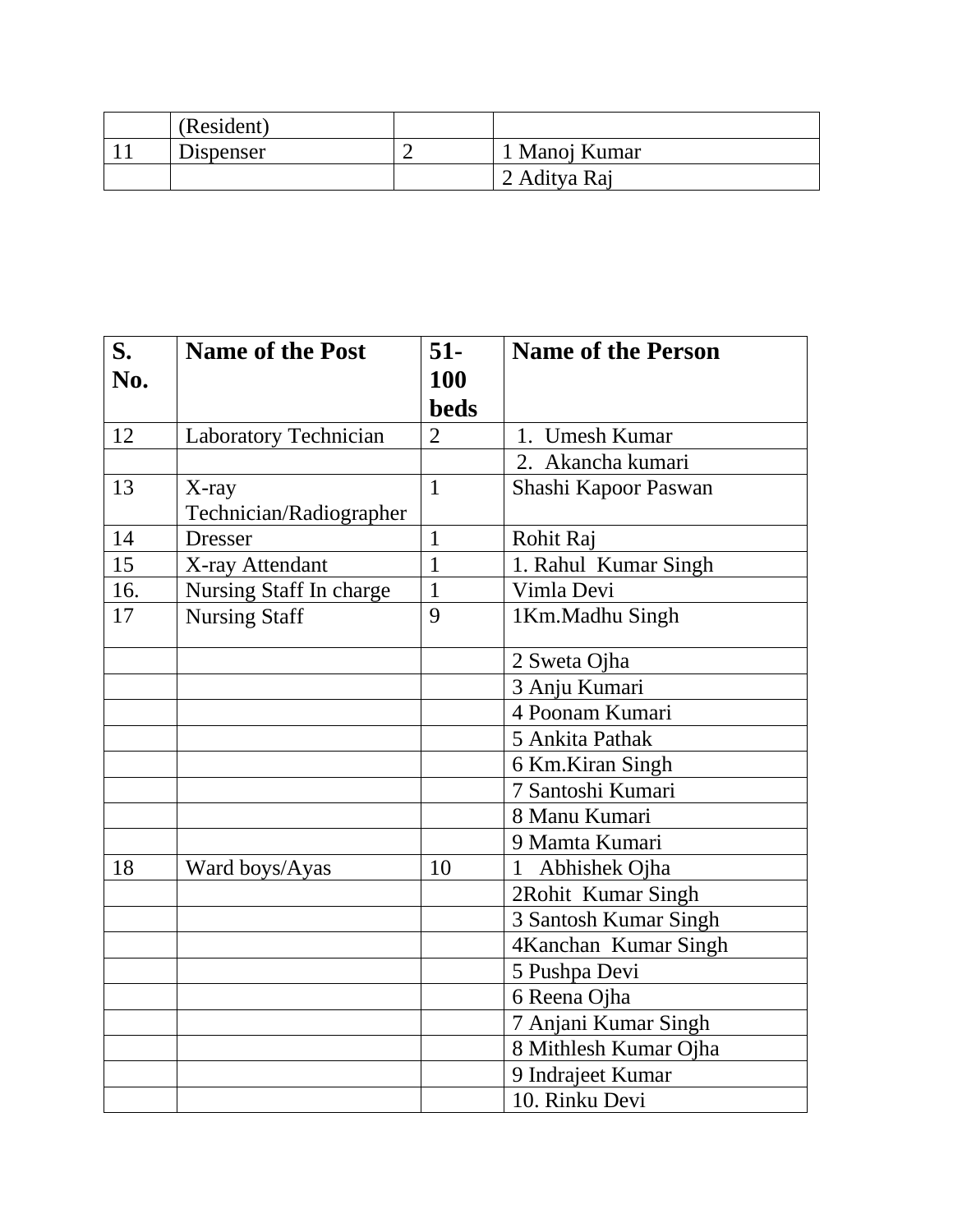| | (Resident) | | |
|---|---|---|---|
| 11 | Dispenser | 2 | 1 Manoj Kumar |
| | | | 2 Aditya Raj |

| **S. No.** | **Name of the Post** | **51-100 beds** | **Name of the Person** |
|---|---|---|---|
| 12 | Laboratory Technician | 2 | 1. Umesh Kumar |
| | | | 2. Akancha kumari |
| 13 | X-ray Technician/Radiographer | 1 | Shashi Kapoor Paswan |
| 14 | Dresser | 1 | Rohit Raj |
| 15 | X-ray Attendant | 1 | 1. Rahul Kumar Singh |
| 16. | Nursing Staff In charge | 1 | Vimla Devi |
| 17 | Nursing Staff | 9 | 1Km.Madhu Singh |
| | | | 2 Sweta Ojha |
| | | | 3 Anju Kumari |
| | | | 4 Poonam Kumari |
| | | | 5 Ankita Pathak |
| | | | 6 Km.Kiran Singh |
| | | | 7 Santoshi Kumari |
| | | | 8 Manu Kumari |
| | | | 9 Mamta Kumari |
| 18 | Ward boys/Ayas | 10 | 1 Abhishek Ojha |
| | | | 2Rohit Kumar Singh |
| | | | 3 Santosh Kumar Singh |
| | | | 4Kanchan Kumar Singh |
| | | | 5 Pushpa Devi |
| | | | 6 Reena Ojha |
| | | | 7 Anjani Kumar Singh |
| | | | 8 Mithlesh Kumar Ojha |
| | | | 9 Indrajeet Kumar |
| | | | 10. Rinku Devi |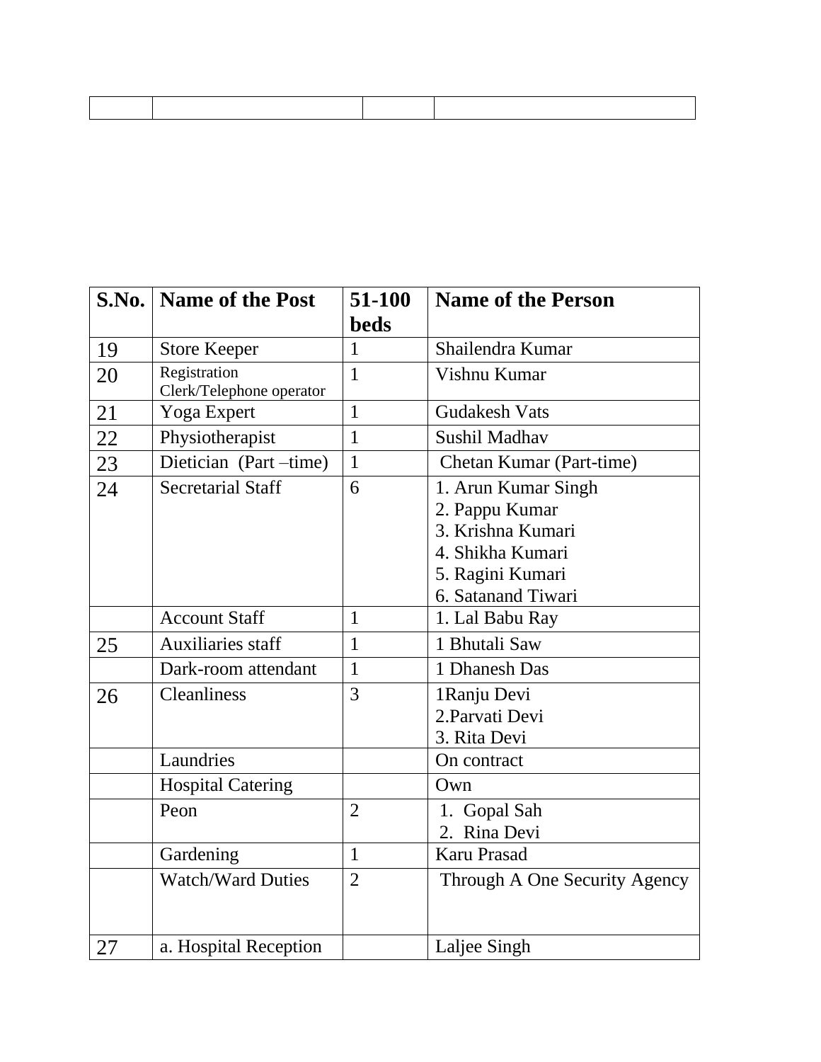| | | | |
|---|---|---|---|
| | | | |

| S.No. | Name of the Post | 51-100 beds | Name of the Person |
|---|---|---|---|
| 19 | Store Keeper | 1 | Shailendra Kumar |
| 20 | Registration Clerk/Telephone operator | 1 | Vishnu Kumar |
| 21 | Yoga Expert | 1 | Gudakesh Vats |
| 22 | Physiotherapist | 1 | Sushil Madhav |
| 23 | Dietician (Part –time) | 1 | Chetan Kumar (Part-time) |
| 24 | Secretarial Staff | 6 | 1. Arun Kumar Singh<br>2. Pappu Kumar<br>3. Krishna Kumari<br>4. Shikha Kumari<br>5. Ragini Kumari<br>6. Satanand Tiwari |
| | Account Staff | 1 | 1. Lal Babu Ray |
| 25 | Auxiliaries staff | 1 | 1 Bhutali Saw |
| | Dark-room attendant | 1 | 1 Dhanesh Das |
| 26 | Cleanliness | 3 | 1Ranju Devi<br>2.Parvati Devi<br>3. Rita Devi |
| | Laundries | | On contract |
| | Hospital Catering | | Own |
| | Peon | 2 | 1. Gopal Sah<br>2. Rina Devi |
| | Gardening | 1 | Karu Prasad |
| | Watch/Ward Duties | 2 | Through A One Security Agency |
| 27 | a. Hospital Reception | | Laljee Singh |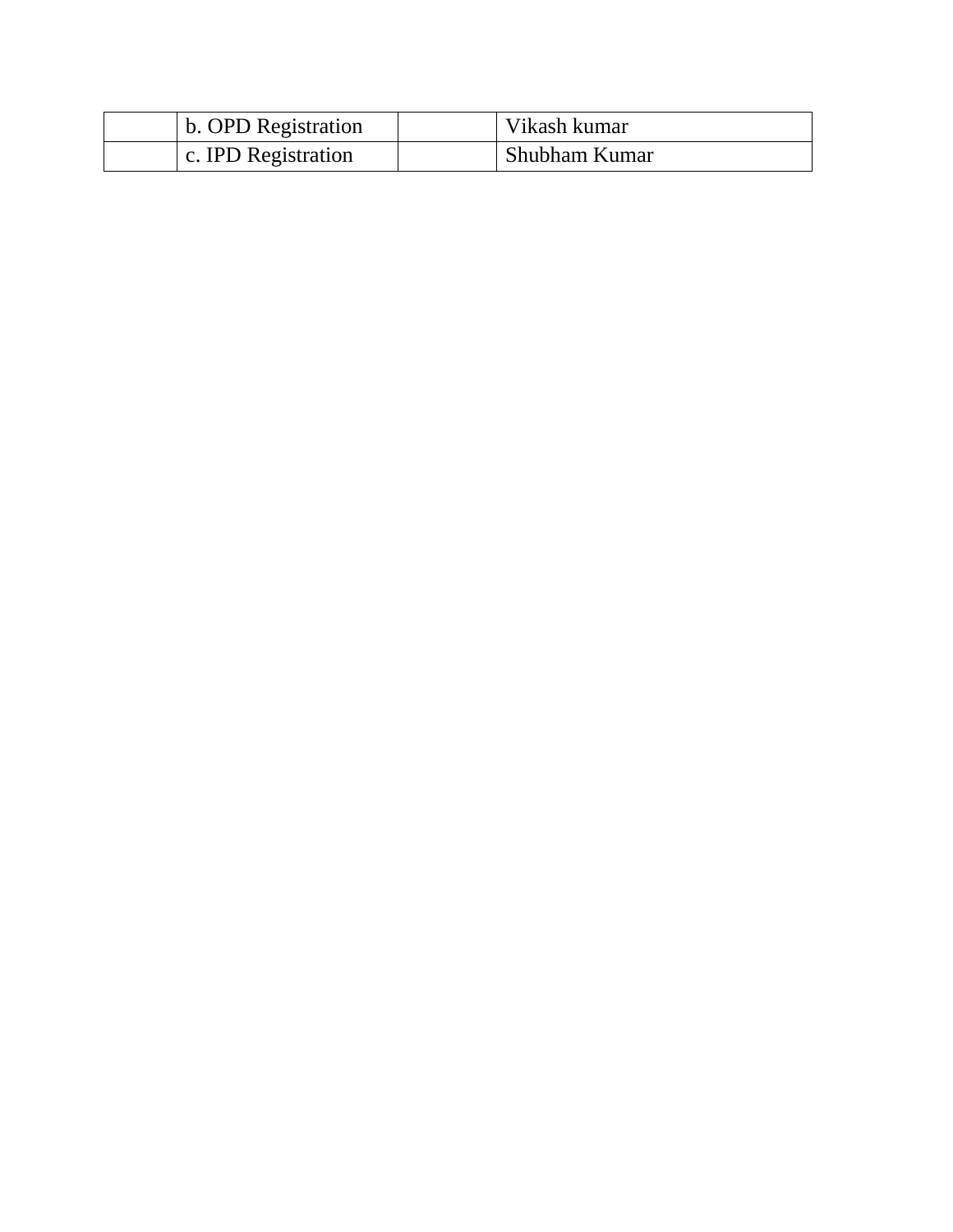| | | | |
|---|---|---|---|
| | b. OPD Registration | | Vikash kumar |
| | c. IPD Registration | | Shubham Kumar |